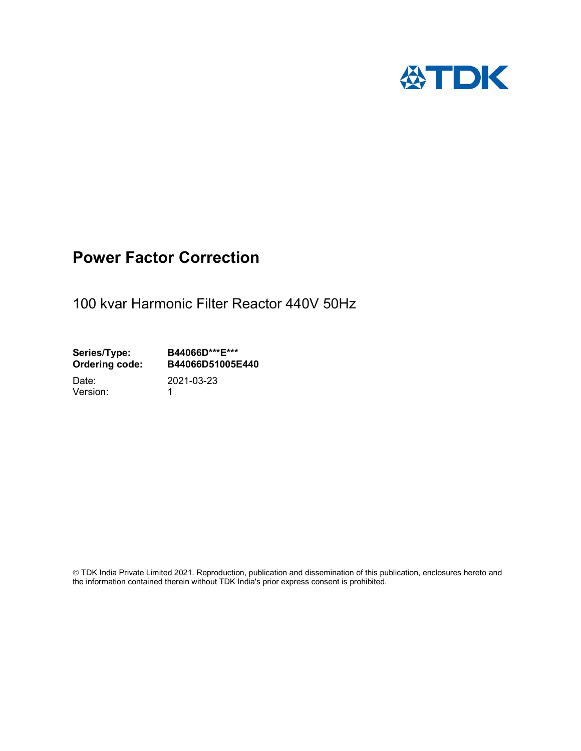# Power Factor Correction

100 kvar Harmonic Filter Reactor 440V 50Hz

**Series/Type:** **B44066D***E*****
**Ordering code:** **B44066D51005E440**

Date: 2021-03-23
Version: 1

© TDK India Private Limited 2021. Reproduction, publication and dissemination of this publication, enclosures hereto and the information contained therein without TDK India's prior express consent is prohibited.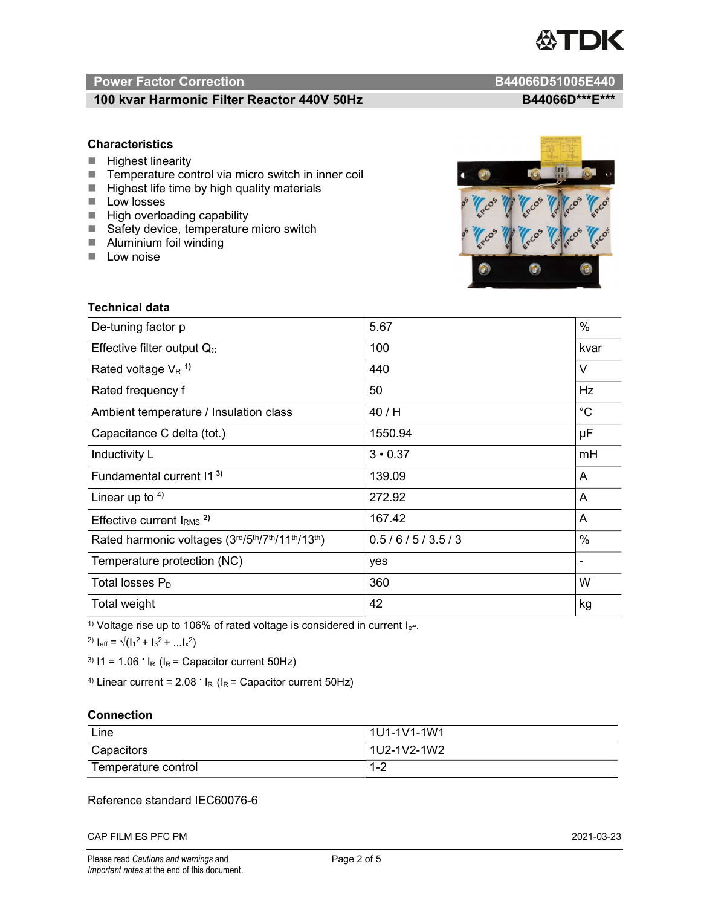## Power Factor Correction — B44066D51005E440

### 100 kvar Harmonic Filter Reactor 440V 50Hz — B44066D\*\*\*E\*\*\*

### Characteristics

- Highest linearity
- Temperature control via micro switch in inner coil
- Highest life time by high quality materials
- Low losses
- High overloading capability
- Safety device, temperature micro switch
- Aluminium foil winding
- Low noise

### Technical data

| | | |
|---|---|---|
| De-tuning factor p | 5.67 | % |
| Effective filter output $Q_C$ | 100 | kvar |
| Rated voltage $V_R$ [1] | 440 | V |
| Rated frequency f | 50 | Hz |
| Ambient temperature / Insulation class | 40 / H | °C |
| Capacitance C delta (tot.) | 1550.94 | µF |
| Inductivity L | 3 • 0.37 | mH |
| Fundamental current I1 [3] | 139.09 | A |
| Linear up to [4] | 272.92 | A |
| Effective current $I_{RMS}$ [2] | 167.42 | A |
| Rated harmonic voltages (3rd/5th/7th/11th/13th) | 0.5 / 6 / 5 / 3.5 / 3 | % |
| Temperature protection (NC) | yes | - |
| Total losses $P_D$ | 360 | W |
| Total weight | 42 | kg |

[1] Voltage rise up to 106% of rated voltage is considered in current $I_{eff}$.

[2] $I_{eff} = \sqrt{(I_1^2 + I_3^2 + ... I_x^2)}$

[3] $I1 = 1.06 \cdot I_R$ ($I_R$ = Capacitor current 50Hz)

[4] Linear current = $2.08 \cdot I_R$ ($I_R$ = Capacitor current 50Hz)

### Connection

| | |
|---|---|
| Line | 1U1-1V1-1W1 |
| Capacitors | 1U2-1V2-1W2 |
| Temperature control | 1-2 |

Reference standard IEC60076-6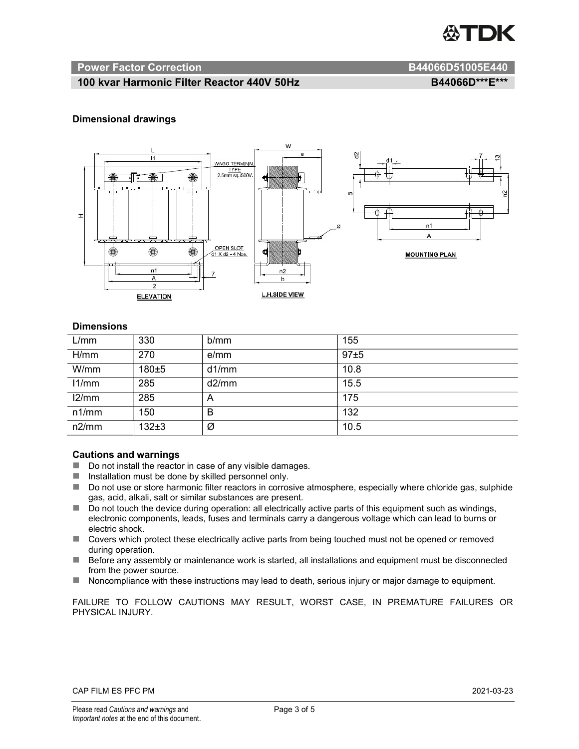## Power Factor Correction B44066D51005E440

### 100 kvar Harmonic Filter Reactor 440V 50Hz B44066D***E***

### Dimensional drawings

### Dimensions

| L/mm | 330 | b/mm | 155 |
|---|---|---|---|
| H/mm | 270 | e/mm | 97±5 |
| W/mm | 180±5 | d1/mm | 10.8 |
| l1/mm | 285 | d2/mm | 15.5 |
| l2/mm | 285 | A | 175 |
| n1/mm | 150 | B | 132 |
| n2/mm | 132±3 | Ø | 10.5 |

### Cautions and warnings

- Do not install the reactor in case of any visible damages.
- Installation must be done by skilled personnel only.
- Do not use or store harmonic filter reactors in corrosive atmosphere, especially where chloride gas, sulphide gas, acid, alkali, salt or similar substances are present.
- Do not touch the device during operation: all electrically active parts of this equipment such as windings, electronic components, leads, fuses and terminals carry a dangerous voltage which can lead to burns or electric shock.
- Covers which protect these electrically active parts from being touched must not be opened or removed during operation.
- Before any assembly or maintenance work is started, all installations and equipment must be disconnected from the power source.
- Noncompliance with these instructions may lead to death, serious injury or major damage to equipment.

FAILURE TO FOLLOW CAUTIONS MAY RESULT, WORST CASE, IN PREMATURE FAILURES OR PHYSICAL INJURY.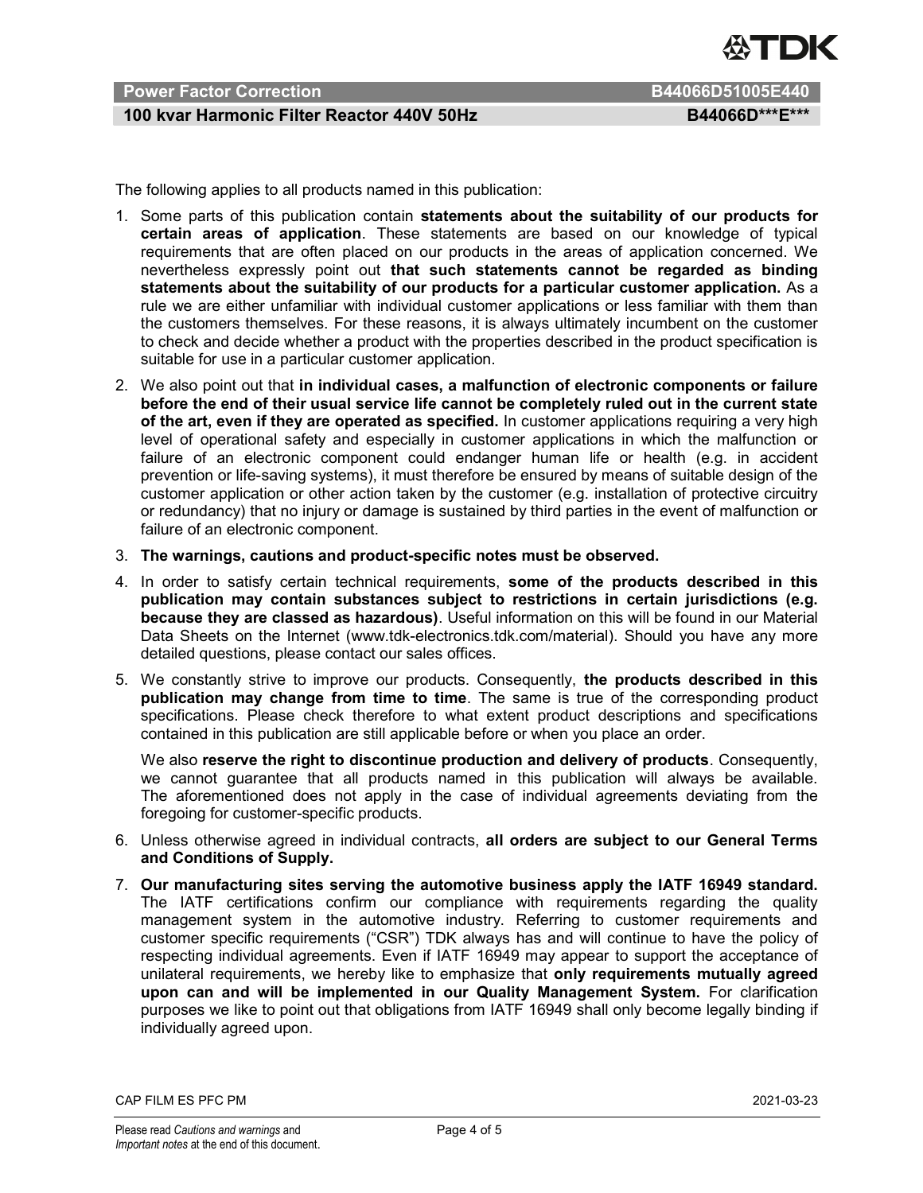The following applies to all products named in this publication:

1. Some parts of this publication contain **statements about the suitability of our products for certain areas of application**. These statements are based on our knowledge of typical requirements that are often placed on our products in the areas of application concerned. We nevertheless expressly point out **that such statements cannot be regarded as binding statements about the suitability of our products for a particular customer application.** As a rule we are either unfamiliar with individual customer applications or less familiar with them than the customers themselves. For these reasons, it is always ultimately incumbent on the customer to check and decide whether a product with the properties described in the product specification is suitable for use in a particular customer application.
2. We also point out that **in individual cases, a malfunction of electronic components or failure before the end of their usual service life cannot be completely ruled out in the current state of the art, even if they are operated as specified.** In customer applications requiring a very high level of operational safety and especially in customer applications in which the malfunction or failure of an electronic component could endanger human life or health (e.g. in accident prevention or life-saving systems), it must therefore be ensured by means of suitable design of the customer application or other action taken by the customer (e.g. installation of protective circuitry or redundancy) that no injury or damage is sustained by third parties in the event of malfunction or failure of an electronic component.
3. **The warnings, cautions and product-specific notes must be observed.**
4. In order to satisfy certain technical requirements, **some of the products described in this publication may contain substances subject to restrictions in certain jurisdictions (e.g. because they are classed as hazardous)**. Useful information on this will be found in our Material Data Sheets on the Internet (www.tdk-electronics.tdk.com/material). Should you have any more detailed questions, please contact our sales offices.
5. We constantly strive to improve our products. Consequently, **the products described in this publication may change from time to time**. The same is true of the corresponding product specifications. Please check therefore to what extent product descriptions and specifications contained in this publication are still applicable before or when you place an order.

   We also **reserve the right to discontinue production and delivery of products**. Consequently, we cannot guarantee that all products named in this publication will always be available. The aforementioned does not apply in the case of individual agreements deviating from the foregoing for customer-specific products.
6. Unless otherwise agreed in individual contracts, **all orders are subject to our General Terms and Conditions of Supply.**
7. **Our manufacturing sites serving the automotive business apply the IATF 16949 standard.** The IATF certifications confirm our compliance with requirements regarding the quality management system in the automotive industry. Referring to customer requirements and customer specific requirements ("CSR") TDK always has and will continue to have the policy of respecting individual agreements. Even if IATF 16949 may appear to support the acceptance of unilateral requirements, we hereby like to emphasize that **only requirements mutually agreed upon can and will be implemented in our Quality Management System.** For clarification purposes we like to point out that obligations from IATF 16949 shall only become legally binding if individually agreed upon.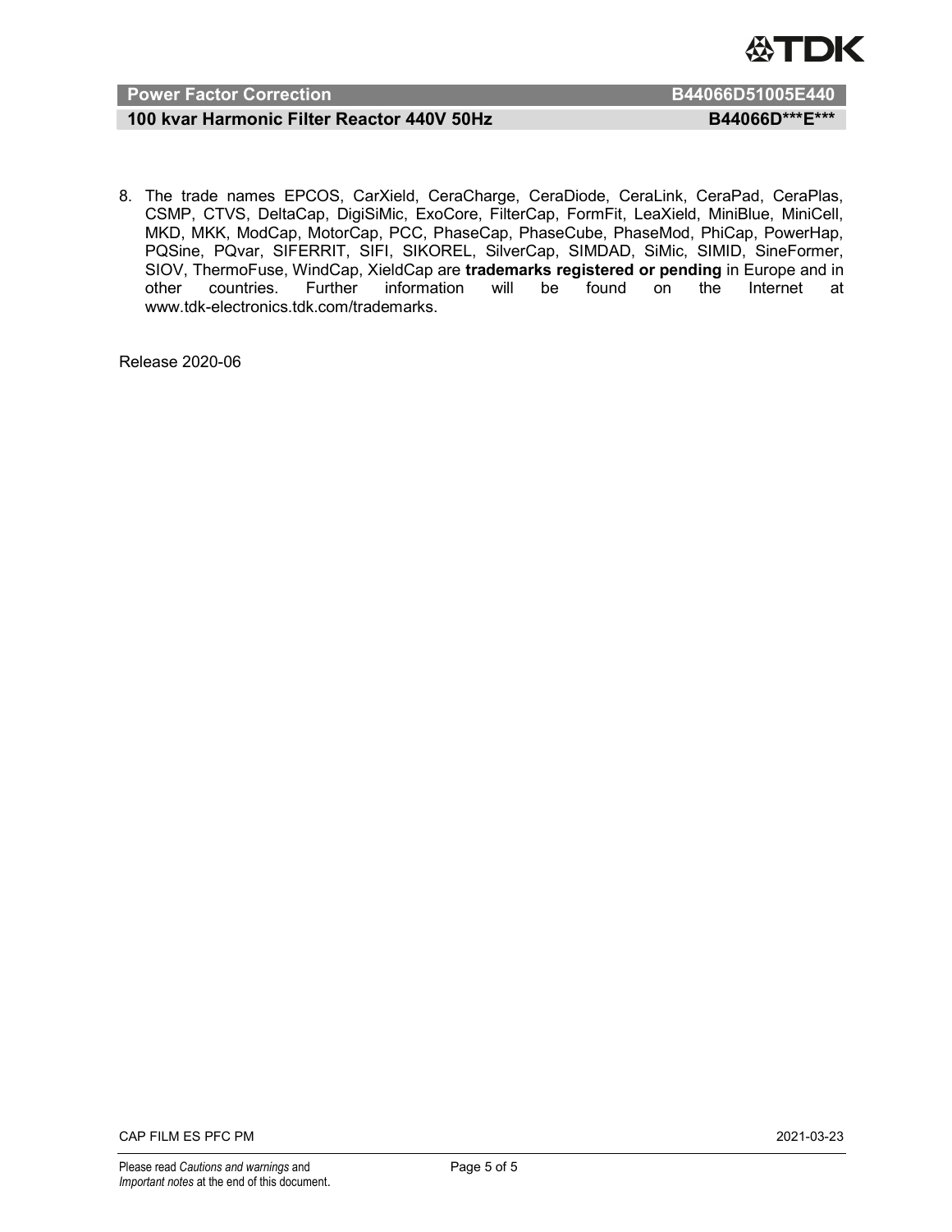8. The trade names EPCOS, CarXield, CeraCharge, CeraDiode, CeraLink, CeraPad, CeraPlas, CSMP, CTVS, DeltaCap, DigiSiMic, ExoCore, FilterCap, FormFit, LeaXield, MiniBlue, MiniCell, MKD, MKK, ModCap, MotorCap, PCC, PhaseCap, PhaseCube, PhaseMod, PhiCap, PowerHap, PQSine, PQvar, SIFERRIT, SIFI, SIKOREL, SilverCap, SIMDAD, SiMic, SIMID, SineFormer, SIOV, ThermoFuse, WindCap, XieldCap are **trademarks registered or pending** in Europe and in other countries. Further information will be found on the Internet at www.tdk-electronics.tdk.com/trademarks.

Release 2020-06